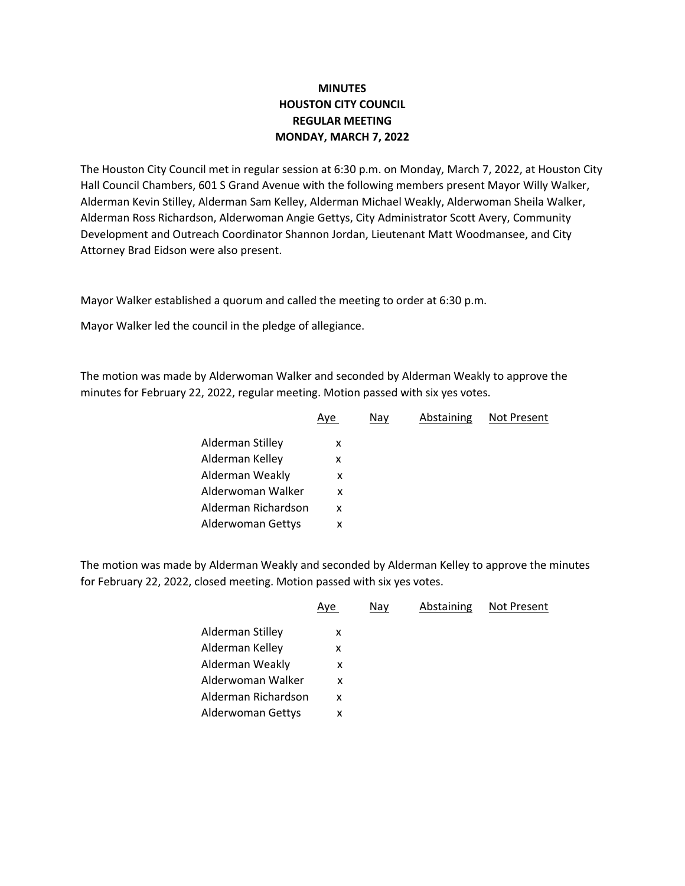**MINUTES**
**HOUSTON CITY COUNCIL**
**REGULAR MEETING**
**MONDAY, MARCH 7, 2022**

The Houston City Council met in regular session at 6:30 p.m. on Monday, March 7, 2022, at Houston City Hall Council Chambers, 601 S Grand Avenue with the following members present Mayor Willy Walker, Alderman Kevin Stilley, Alderman Sam Kelley, Alderman Michael Weakly, Alderwoman Sheila Walker, Alderman Ross Richardson, Alderwoman Angie Gettys, City Administrator Scott Avery, Community Development and Outreach Coordinator Shannon Jordan, Lieutenant Matt Woodmansee, and City Attorney Brad Eidson were also present.

Mayor Walker established a quorum and called the meeting to order at 6:30 p.m.

Mayor Walker led the council in the pledge of allegiance.

The motion was made by Alderwoman Walker and seconded by Alderman Weakly to approve the minutes for February 22, 2022, regular meeting. Motion passed with six yes votes.

| | Aye | Nay | Abstaining | Not Present |
|---|---|---|---|---|
| Alderman Stilley | x | | | |
| Alderman Kelley | x | | | |
| Alderman Weakly | x | | | |
| Alderwoman Walker | x | | | |
| Alderman Richardson | x | | | |
| Alderwoman Gettys | x | | | |

The motion was made by Alderman Weakly and seconded by Alderman Kelley to approve the minutes for February 22, 2022, closed meeting. Motion passed with six yes votes.

| | Aye | Nay | Abstaining | Not Present |
|---|---|---|---|---|
| Alderman Stilley | x | | | |
| Alderman Kelley | x | | | |
| Alderman Weakly | x | | | |
| Alderwoman Walker | x | | | |
| Alderman Richardson | x | | | |
| Alderwoman Gettys | x | | | |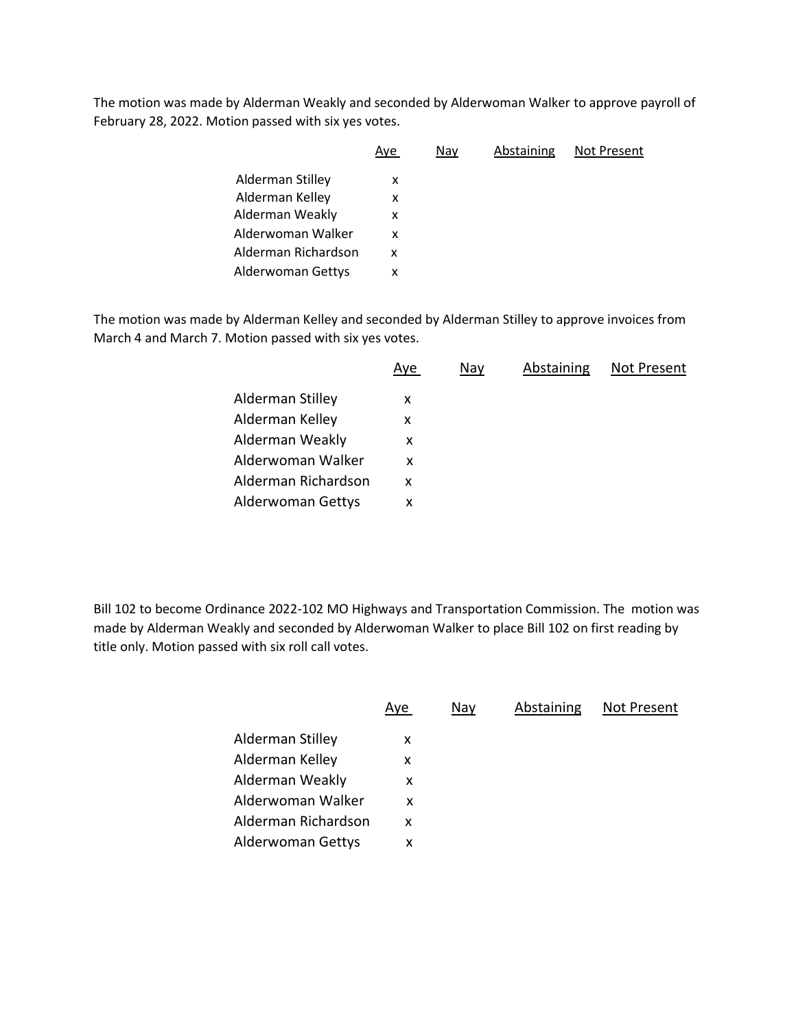The motion was made by Alderman Weakly and seconded by Alderwoman Walker to approve payroll of February 28, 2022. Motion passed with six yes votes.

| | Aye | Nay | Abstaining | Not Present |
|---|---|---|---|---|
| Alderman Stilley | x | | | |
| Alderman Kelley | x | | | |
| Alderman Weakly | x | | | |
| Alderwoman Walker | x | | | |
| Alderman Richardson | x | | | |
| Alderwoman Gettys | x | | | |

The motion was made by Alderman Kelley and seconded by Alderman Stilley to approve invoices from March 4 and March 7. Motion passed with six yes votes.

| | Aye | Nay | Abstaining | Not Present |
|---|---|---|---|---|
| Alderman Stilley | x | | | |
| Alderman Kelley | x | | | |
| Alderman Weakly | x | | | |
| Alderwoman Walker | x | | | |
| Alderman Richardson | x | | | |
| Alderwoman Gettys | x | | | |

Bill 102 to become Ordinance 2022-102 MO Highways and Transportation Commission. The motion was made by Alderman Weakly and seconded by Alderwoman Walker to place Bill 102 on first reading by title only. Motion passed with six roll call votes.

| | Aye | Nay | Abstaining | Not Present |
|---|---|---|---|---|
| Alderman Stilley | x | | | |
| Alderman Kelley | x | | | |
| Alderman Weakly | x | | | |
| Alderwoman Walker | x | | | |
| Alderman Richardson | x | | | |
| Alderwoman Gettys | x | | | |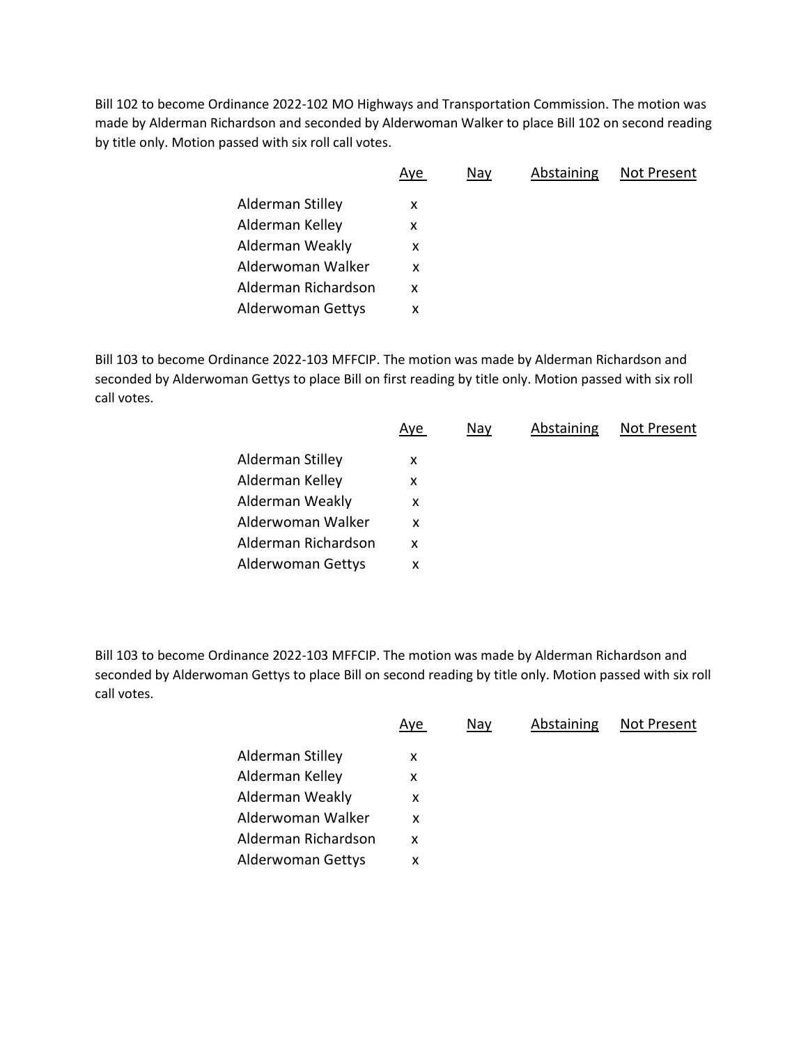Bill 102 to become Ordinance 2022-102 MO Highways and Transportation Commission. The motion was made by Alderman Richardson and seconded by Alderwoman Walker to place Bill 102 on second reading by title only. Motion passed with six roll call votes.

| | Aye | Nay | Abstaining | Not Present |
|---|---|---|---|---|
| Alderman Stilley | x | | | |
| Alderman Kelley | x | | | |
| Alderman Weakly | x | | | |
| Alderwoman Walker | x | | | |
| Alderman Richardson | x | | | |
| Alderwoman Gettys | x | | | |

Bill 103 to become Ordinance 2022-103 MFFCIP. The motion was made by Alderman Richardson and seconded by Alderwoman Gettys to place Bill on first reading by title only. Motion passed with six roll call votes.

| | Aye | Nay | Abstaining | Not Present |
|---|---|---|---|---|
| Alderman Stilley | x | | | |
| Alderman Kelley | x | | | |
| Alderman Weakly | x | | | |
| Alderwoman Walker | x | | | |
| Alderman Richardson | x | | | |
| Alderwoman Gettys | x | | | |

Bill 103 to become Ordinance 2022-103 MFFCIP. The motion was made by Alderman Richardson and seconded by Alderwoman Gettys to place Bill on second reading by title only. Motion passed with six roll call votes.

| | Aye | Nay | Abstaining | Not Present |
|---|---|---|---|---|
| Alderman Stilley | x | | | |
| Alderman Kelley | x | | | |
| Alderman Weakly | x | | | |
| Alderwoman Walker | x | | | |
| Alderman Richardson | x | | | |
| Alderwoman Gettys | x | | | |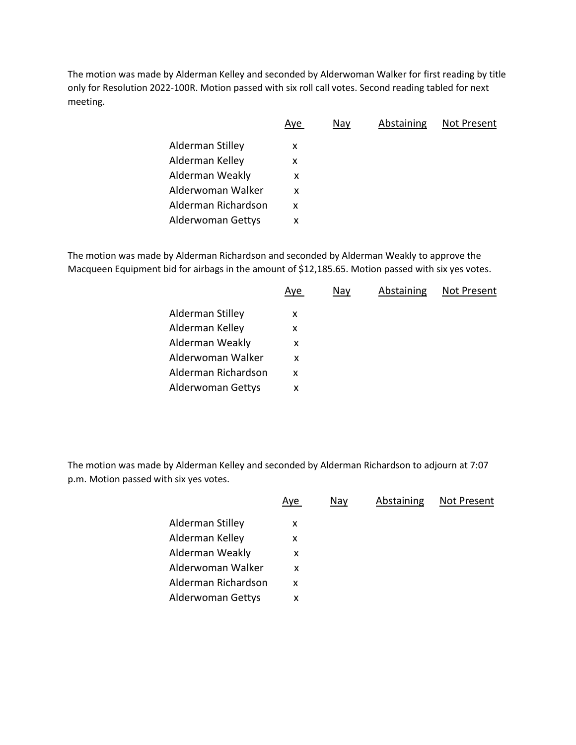The motion was made by Alderman Kelley and seconded by Alderwoman Walker for first reading by title only for Resolution 2022-100R. Motion passed with six roll call votes. Second reading tabled for next meeting.

| | Aye | Nay | Abstaining | Not Present |
|---|---|---|---|---|
| Alderman Stilley | x | | | |
| Alderman Kelley | x | | | |
| Alderman Weakly | x | | | |
| Alderwoman Walker | x | | | |
| Alderman Richardson | x | | | |
| Alderwoman Gettys | x | | | |

The motion was made by Alderman Richardson and seconded by Alderman Weakly to approve the Macqueen Equipment bid for airbags in the amount of $12,185.65. Motion passed with six yes votes.

| | Aye | Nay | Abstaining | Not Present |
|---|---|---|---|---|
| Alderman Stilley | x | | | |
| Alderman Kelley | x | | | |
| Alderman Weakly | x | | | |
| Alderwoman Walker | x | | | |
| Alderman Richardson | x | | | |
| Alderwoman Gettys | x | | | |

The motion was made by Alderman Kelley and seconded by Alderman Richardson to adjourn at 7:07 p.m. Motion passed with six yes votes.

| | Aye | Nay | Abstaining | Not Present |
|---|---|---|---|---|
| Alderman Stilley | x | | | |
| Alderman Kelley | x | | | |
| Alderman Weakly | x | | | |
| Alderwoman Walker | x | | | |
| Alderman Richardson | x | | | |
| Alderwoman Gettys | x | | | |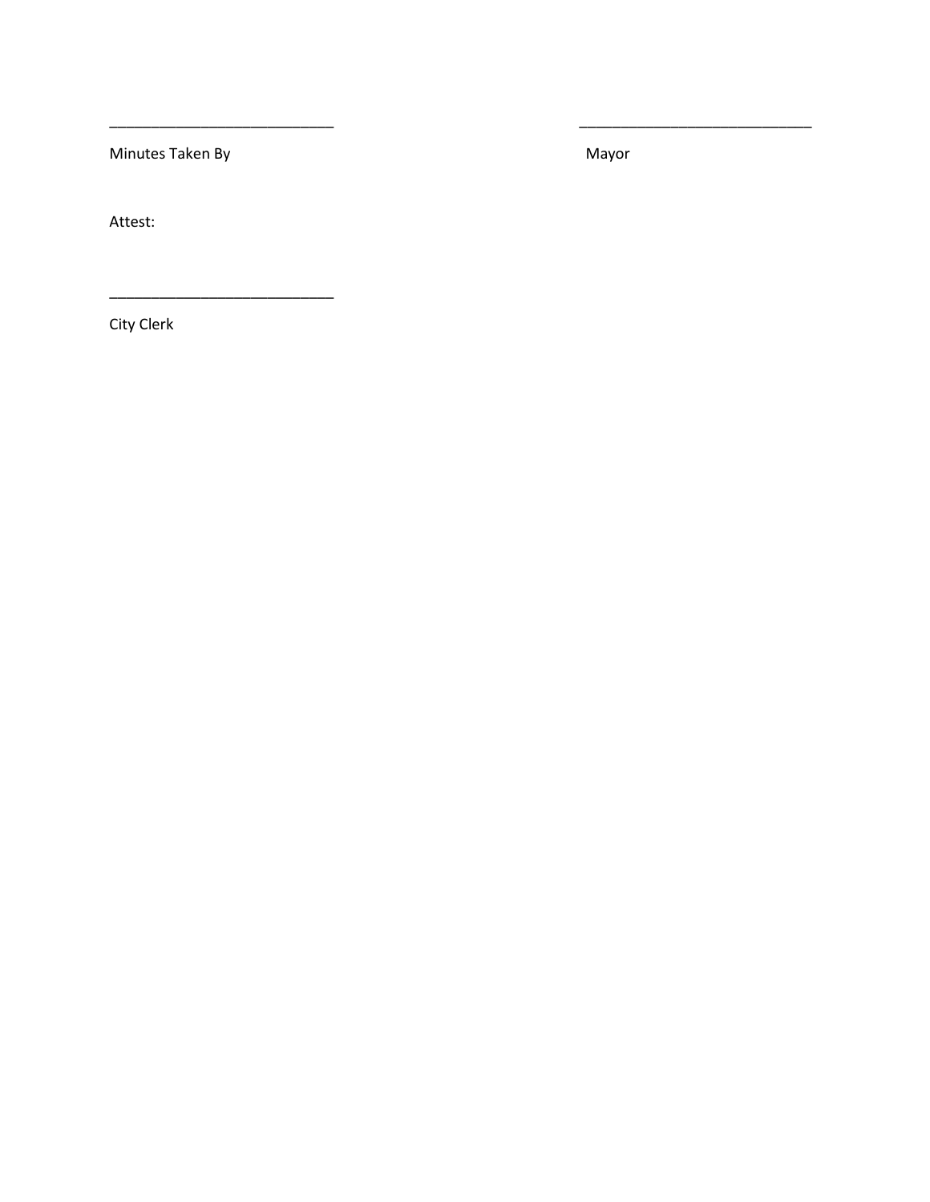\_\_\_\_\_\_\_\_\_\_\_\_\_\_\_\_\_\_\_\_\_\_\_\_\_\_\_\_ \_\_\_\_\_\_\_\_\_\_\_\_\_\_\_\_\_\_\_\_\_\_\_\_\_\_\_\_\_

Minutes Taken By Mayor

Attest:

\_\_\_\_\_\_\_\_\_\_\_\_\_\_\_\_\_\_\_\_\_\_\_\_\_\_\_\_

City Clerk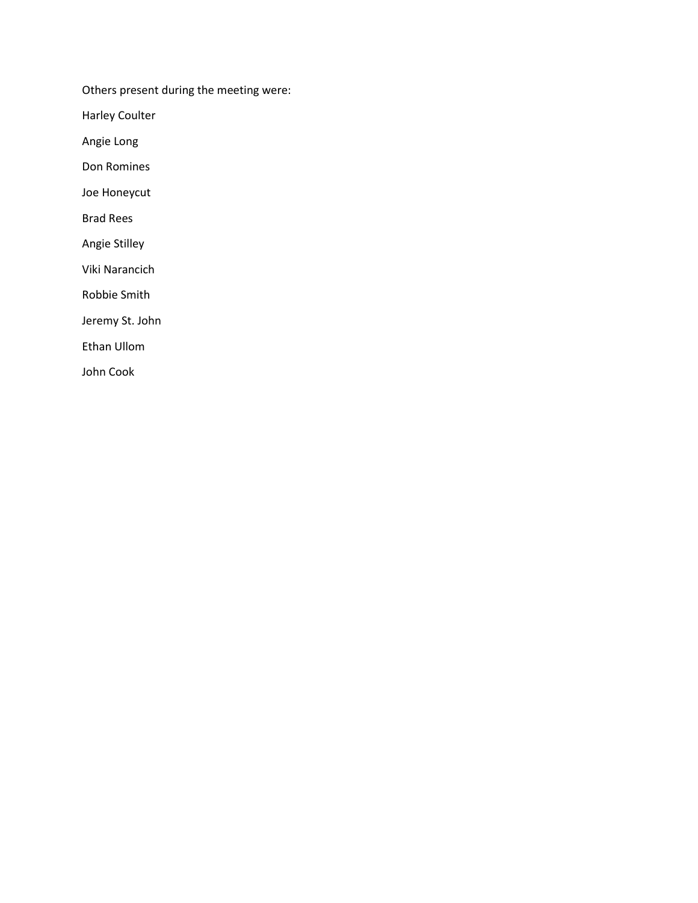Others present during the meeting were:

Harley Coulter

Angie Long

Don Romines

Joe Honeycut

Brad Rees

Angie Stilley

Viki Narancich

Robbie Smith

Jeremy St. John

Ethan Ullom

John Cook